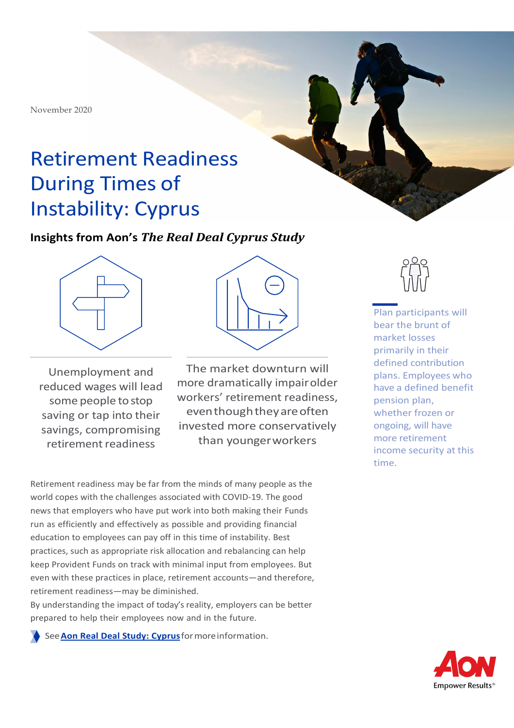November 2020

# Retirement Readiness During Times of Instability: Cyprus

**Insights from Aon's *The Real Deal Cyprus Study***

Unemployment and reduced wages will lead some people to stop saving or tap into their savings, compromising retirement readiness

The market downturn will more dramatically impair older workers' retirement readiness, even though they are often invested more conservatively than younger workers

Plan participants will bear the brunt of market losses primarily in their defined contribution plans. Employees who have a defined benefit pension plan, whether frozen or ongoing, will have more retirement income security at this time.

Retirement readiness may be far from the minds of many people as the world copes with the challenges associated with COVID-19. The good news that employers who have put work into both making their Funds run as efficiently and effectively as possible and providing financial education to employees can pay off in this time of instability. Best practices, such as appropriate risk allocation and rebalancing can help keep Provident Funds on track with minimal input from employees. But even with these practices in place, retirement accounts—and therefore, retirement readiness—may be diminished.

By understanding the impact of today's reality, employers can be better prepared to help their employees now and in the future.

See **Aon Real Deal Study: Cyprus** for more information.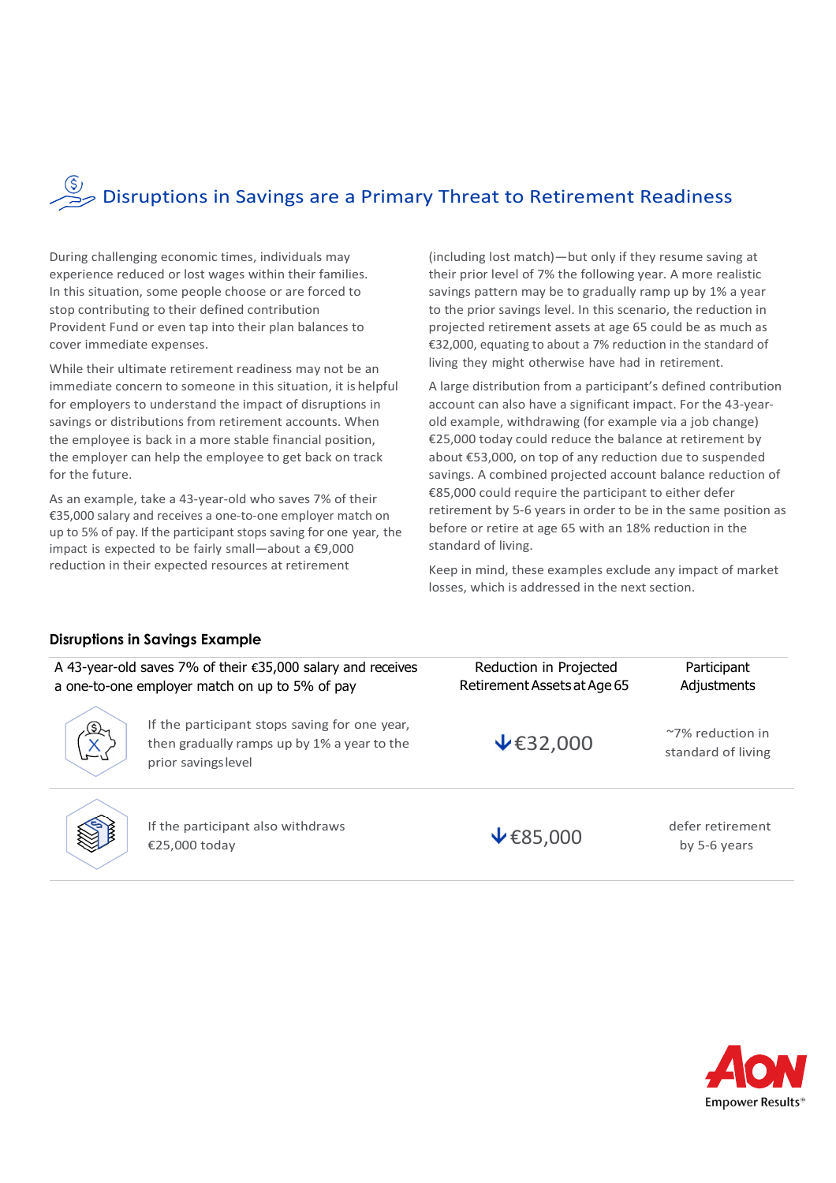## Disruptions in Savings are a Primary Threat to Retirement Readiness

During challenging economic times, individuals may experience reduced or lost wages within their families. In this situation, some people choose or are forced to stop contributing to their defined contribution Provident Fund or even tap into their plan balances to cover immediate expenses.

While their ultimate retirement readiness may not be an immediate concern to someone in this situation, it is helpful for employers to understand the impact of disruptions in savings or distributions from retirement accounts. When the employee is back in a more stable financial position, the employer can help the employee to get back on track for the future.

As an example, take a 43-year-old who saves 7% of their €35,000 salary and receives a one-to-one employer match on up to 5% of pay. If the participant stops saving for one year, the impact is expected to be fairly small—about a €9,000 reduction in their expected resources at retirement (including lost match)—but only if they resume saving at their prior level of 7% the following year. A more realistic savings pattern may be to gradually ramp up by 1% a year to the prior savings level. In this scenario, the reduction in projected retirement assets at age 65 could be as much as €32,000, equating to about a 7% reduction in the standard of living they might otherwise have had in retirement.

A large distribution from a participant's defined contribution account can also have a significant impact. For the 43-year-old example, withdrawing (for example via a job change) €25,000 today could reduce the balance at retirement by about €53,000, on top of any reduction due to suspended savings. A combined projected account balance reduction of €85,000 could require the participant to either defer retirement by 5-6 years in order to be in the same position as before or retire at age 65 with an 18% reduction in the standard of living.

Keep in mind, these examples exclude any impact of market losses, which is addressed in the next section.

### Disruptions in Savings Example

| A 43-year-old saves 7% of their €35,000 salary and receives a one-to-one employer match on up to 5% of pay | Reduction in Projected Retirement Assets at Age 65 | Participant Adjustments |
|---|---|---|
| If the participant stops saving for one year, then gradually ramps up by 1% a year to the prior savings level | ↓€32,000 | ~7% reduction in standard of living |
| If the participant also withdraws €25,000 today | ↓€85,000 | defer retirement by 5-6 years |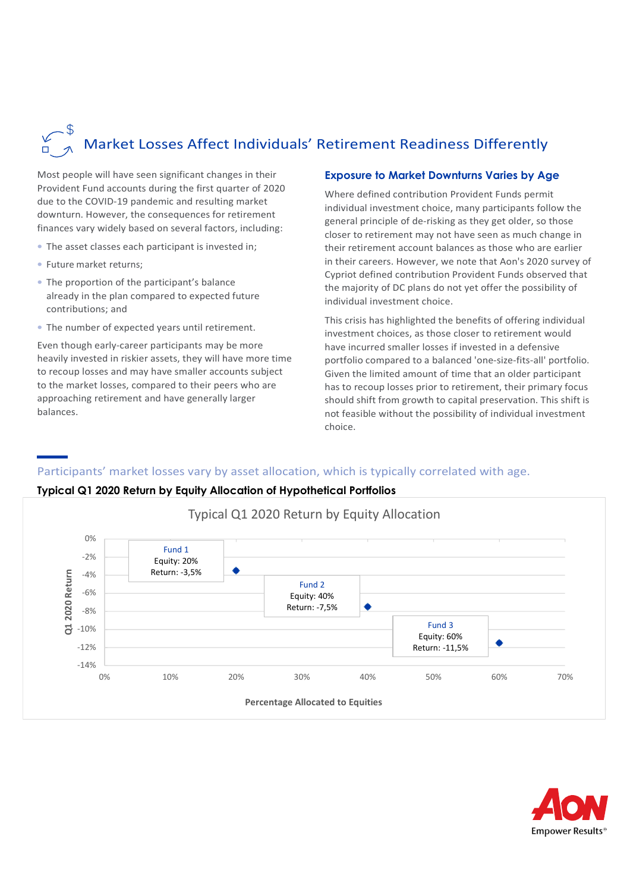# Market Losses Affect Individuals' Retirement Readiness Differently

Most people will have seen significant changes in their Provident Fund accounts during the first quarter of 2020 due to the COVID-19 pandemic and resulting market downturn. However, the consequences for retirement finances vary widely based on several factors, including:

- The asset classes each participant is invested in;
- Future market returns;
- The proportion of the participant's balance already in the plan compared to expected future contributions; and
- The number of expected years until retirement.

Even though early-career participants may be more heavily invested in riskier assets, they will have more time to recoup losses and may have smaller accounts subject to the market losses, compared to their peers who are approaching retirement and have generally larger balances.

## Exposure to Market Downturns Varies by Age

Where defined contribution Provident Funds permit individual investment choice, many participants follow the general principle of de-risking as they get older, so those closer to retirement may not have seen as much change in their retirement account balances as those who are earlier in their careers. However, we note that Aon's 2020 survey of Cypriot defined contribution Provident Funds observed that the majority of DC plans do not yet offer the possibility of individual investment choice.

This crisis has highlighted the benefits of offering individual investment choices, as those closer to retirement would have incurred smaller losses if invested in a defensive portfolio compared to a balanced 'one-size-fits-all' portfolio. Given the limited amount of time that an older participant has to recoup losses prior to retirement, their primary focus should shift from growth to capital preservation. This shift is not feasible without the possibility of individual investment choice.

Participants' market losses vary by asset allocation, which is typically correlated with age.

**Typical Q1 2020 Return by Equity Allocation of Hypothetical Portfolios**

Typical Q1 2020 Return by Equity Allocation

| Fund | Percentage Allocated to Equities | Q1 2020 Return |
|---|---|---|
| Fund 1 | 20% | -3,5% |
| Fund 2 | 40% | -7,5% |
| Fund 3 | 60% | -11,5% |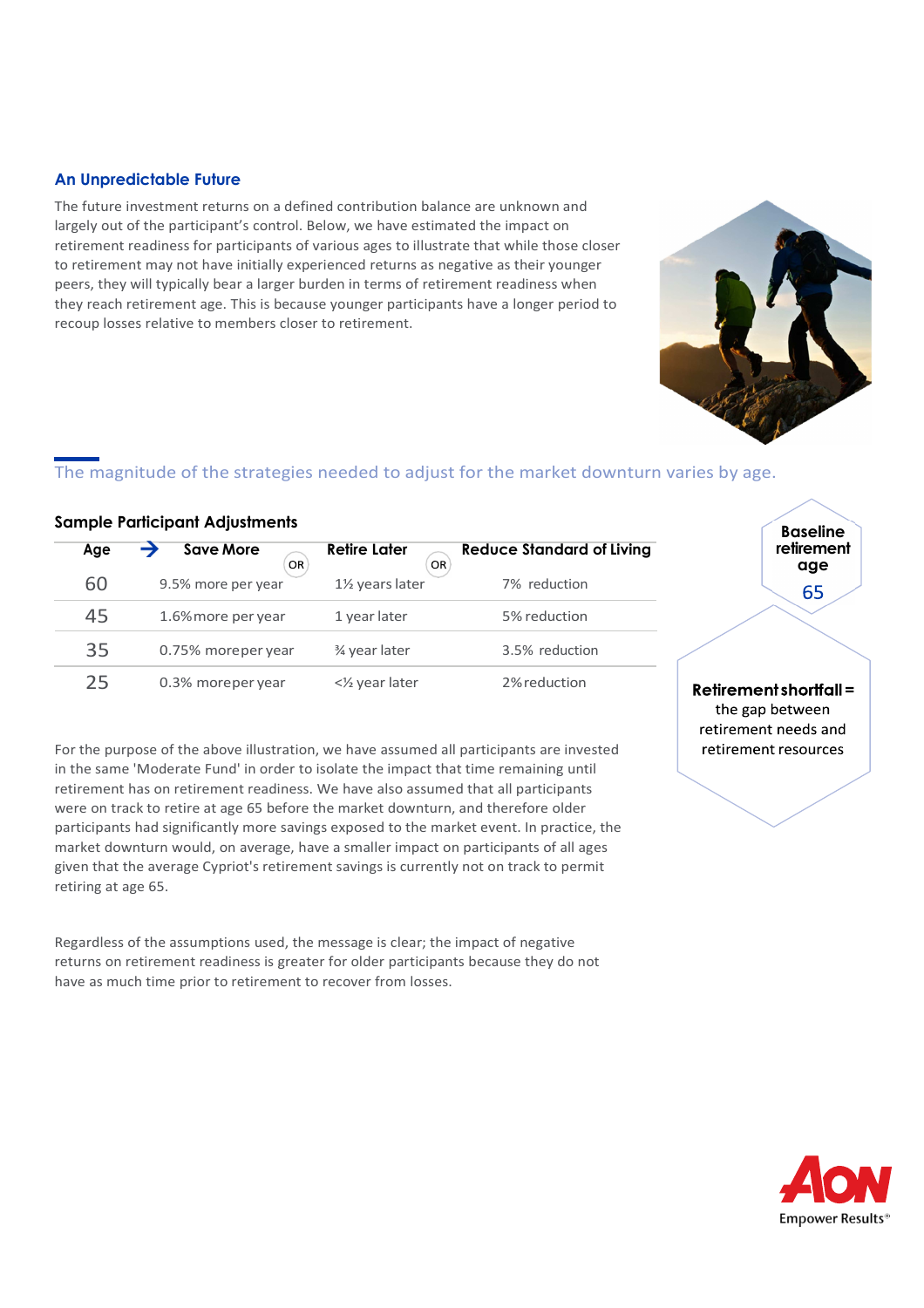## An Unpredictable Future

The future investment returns on a defined contribution balance are unknown and largely out of the participant's control. Below, we have estimated the impact on retirement readiness for participants of various ages to illustrate that while those closer to retirement may not have initially experienced returns as negative as their younger peers, they will typically bear a larger burden in terms of retirement readiness when they reach retirement age. This is because younger participants have a longer period to recoup losses relative to members closer to retirement.

The magnitude of the strategies needed to adjust for the market downturn varies by age.

### Sample Participant Adjustments

| Age | Save More | OR | Retire Later | OR | Reduce Standard of Living |
|---|---|---|---|---|---|
| 60 | 9.5% more per year | | 1½ years later | | 7% reduction |
| 45 | 1.6% more per year | | 1 year later | | 5% reduction |
| 35 | 0.75% more per year | | ¾ year later | | 3.5% reduction |
| 25 | 0.3% more per year | | <½ year later | | 2% reduction |

**Baseline retirement age**
65

**Retirement shortfall =** the gap between retirement needs and retirement resources

For the purpose of the above illustration, we have assumed all participants are invested in the same 'Moderate Fund' in order to isolate the impact that time remaining until retirement has on retirement readiness. We have also assumed that all participants were on track to retire at age 65 before the market downturn, and therefore older participants had significantly more savings exposed to the market event. In practice, the market downturn would, on average, have a smaller impact on participants of all ages given that the average Cypriot's retirement savings is currently not on track to permit retiring at age 65.

Regardless of the assumptions used, the message is clear; the impact of negative returns on retirement readiness is greater for older participants because they do not have as much time prior to retirement to recover from losses.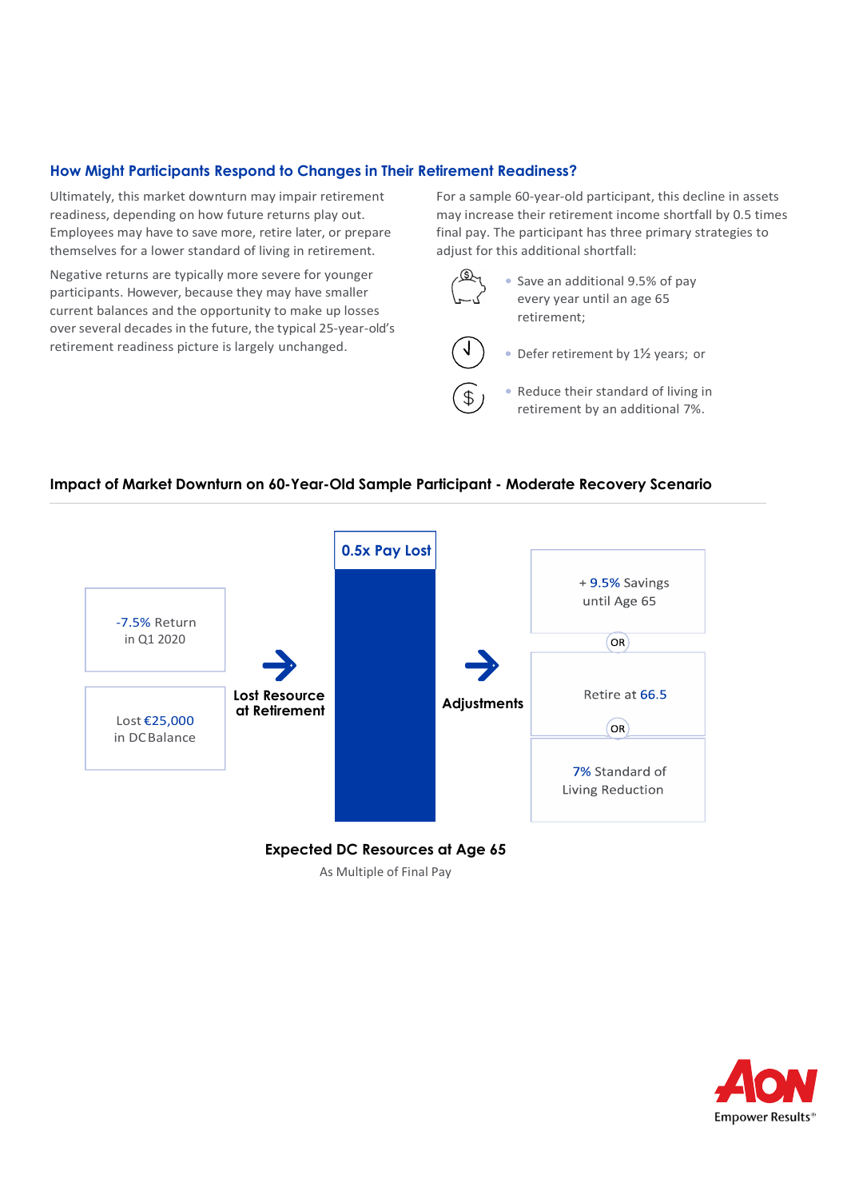## How Might Participants Respond to Changes in Their Retirement Readiness?

Ultimately, this market downturn may impair retirement readiness, depending on how future returns play out. Employees may have to save more, retire later, or prepare themselves for a lower standard of living in retirement.

Negative returns are typically more severe for younger participants. However, because they may have smaller current balances and the opportunity to make up losses over several decades in the future, the typical 25-year-old's retirement readiness picture is largely unchanged.

For a sample 60-year-old participant, this decline in assets may increase their retirement income shortfall by 0.5 times final pay. The participant has three primary strategies to adjust for this additional shortfall:

- Save an additional 9.5% of pay every year until an age 65 retirement;
- Defer retirement by 1½ years; or
- Reduce their standard of living in retirement by an additional 7%.

### Impact of Market Downturn on 60-Year-Old Sample Participant - Moderate Recovery Scenario

-7.5% Return in Q1 2020

Lost €25,000 in DC Balance

→ **Lost Resource at Retirement**

**0.5x Pay Lost**

→ **Adjustments**

+ 9.5% Savings until Age 65

OR

Retire at 66.5

OR

7% Standard of Living Reduction

**Expected DC Resources at Age 65**

As Multiple of Final Pay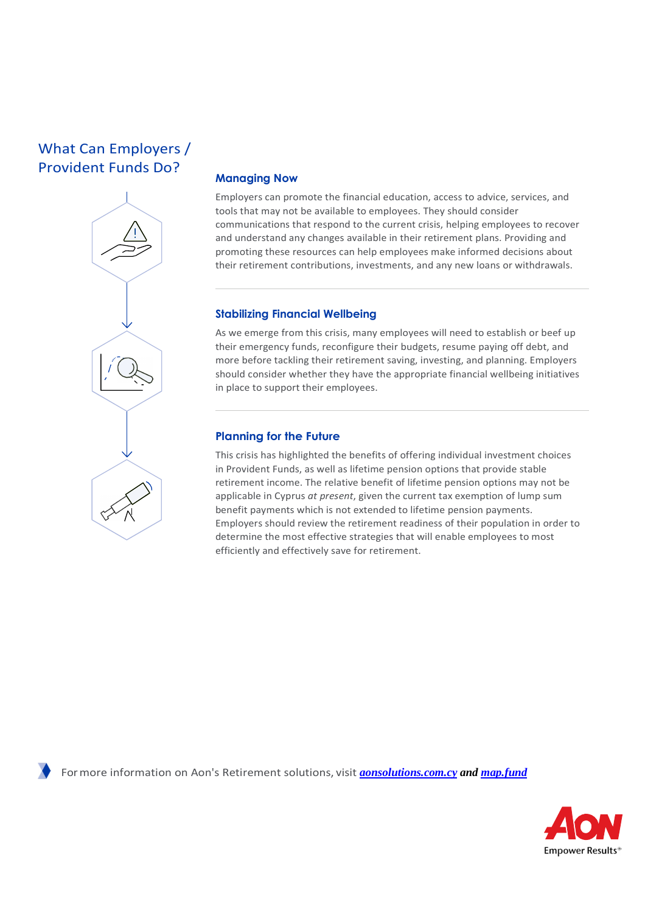## What Can Employers / Provident Funds Do?

### Managing Now

Employers can promote the financial education, access to advice, services, and tools that may not be available to employees. They should consider communications that respond to the current crisis, helping employees to recover and understand any changes available in their retirement plans. Providing and promoting these resources can help employees make informed decisions about their retirement contributions, investments, and any new loans or withdrawals.

### Stabilizing Financial Wellbeing

As we emerge from this crisis, many employees will need to establish or beef up their emergency funds, reconfigure their budgets, resume paying off debt, and more before tackling their retirement saving, investing, and planning. Employers should consider whether they have the appropriate financial wellbeing initiatives in place to support their employees.

### Planning for the Future

This crisis has highlighted the benefits of offering individual investment choices in Provident Funds, as well as lifetime pension options that provide stable retirement income. The relative benefit of lifetime pension options may not be applicable in Cyprus *at present*, given the current tax exemption of lump sum benefit payments which is not extended to lifetime pension payments. Employers should review the retirement readiness of their population in order to determine the most effective strategies that will enable employees to most efficiently and effectively save for retirement.

For more information on Aon's Retirement solutions, visit ***aonsolutions.com.cy*** ***and*** ***map.fund***

Aon
Empower Results®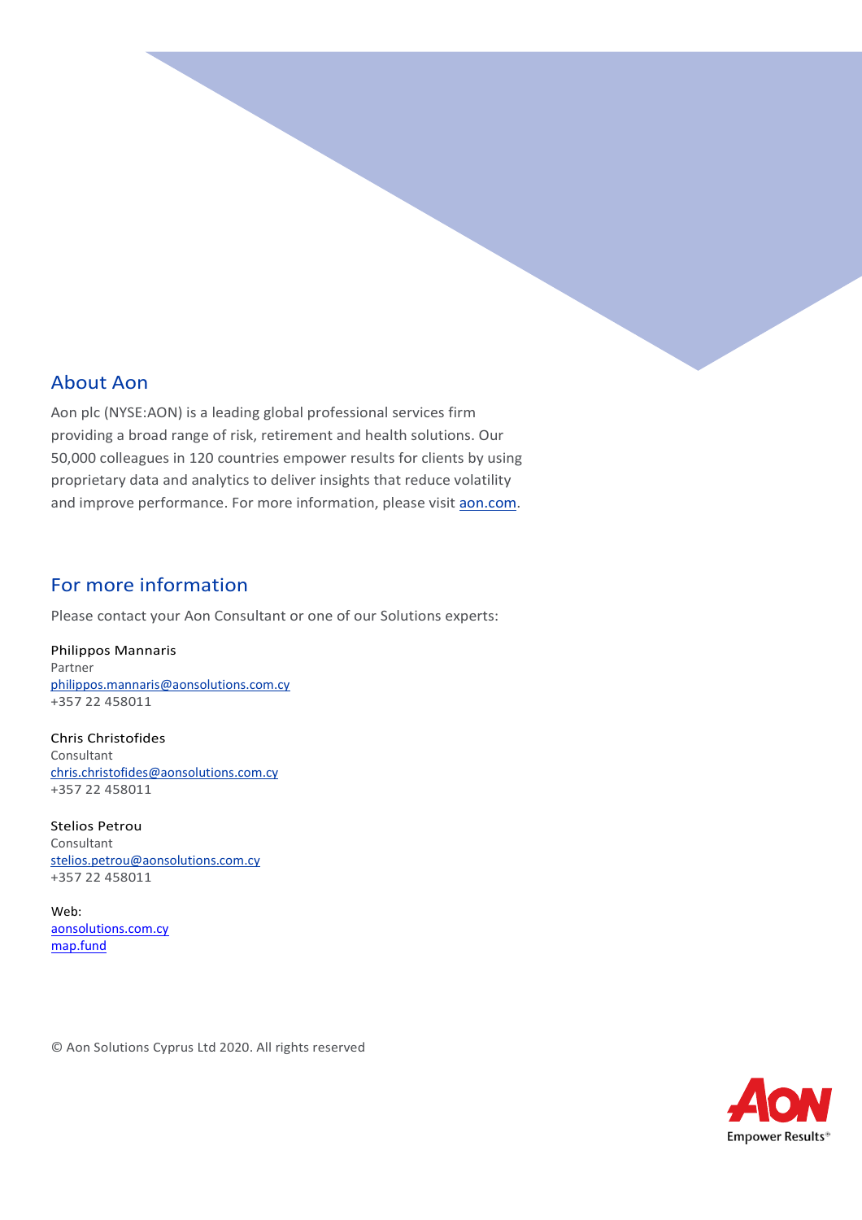## About Aon

Aon plc (NYSE:AON) is a leading global professional services firm providing a broad range of risk, retirement and health solutions. Our 50,000 colleagues in 120 countries empower results for clients by using proprietary data and analytics to deliver insights that reduce volatility and improve performance. For more information, please visit aon.com.

## For more information

Please contact your Aon Consultant or one of our Solutions experts:

Philippos Mannaris
Partner
philippos.mannaris@aonsolutions.com.cy
+357 22 458011

Chris Christofides
Consultant
chris.christofides@aonsolutions.com.cy
+357 22 458011

Stelios Petrou
Consultant
stelios.petrou@aonsolutions.com.cy
+357 22 458011

Web:
aonsolutions.com.cy
map.fund

© Aon Solutions Cyprus Ltd 2020. All rights reserved

AON
Empower Results®